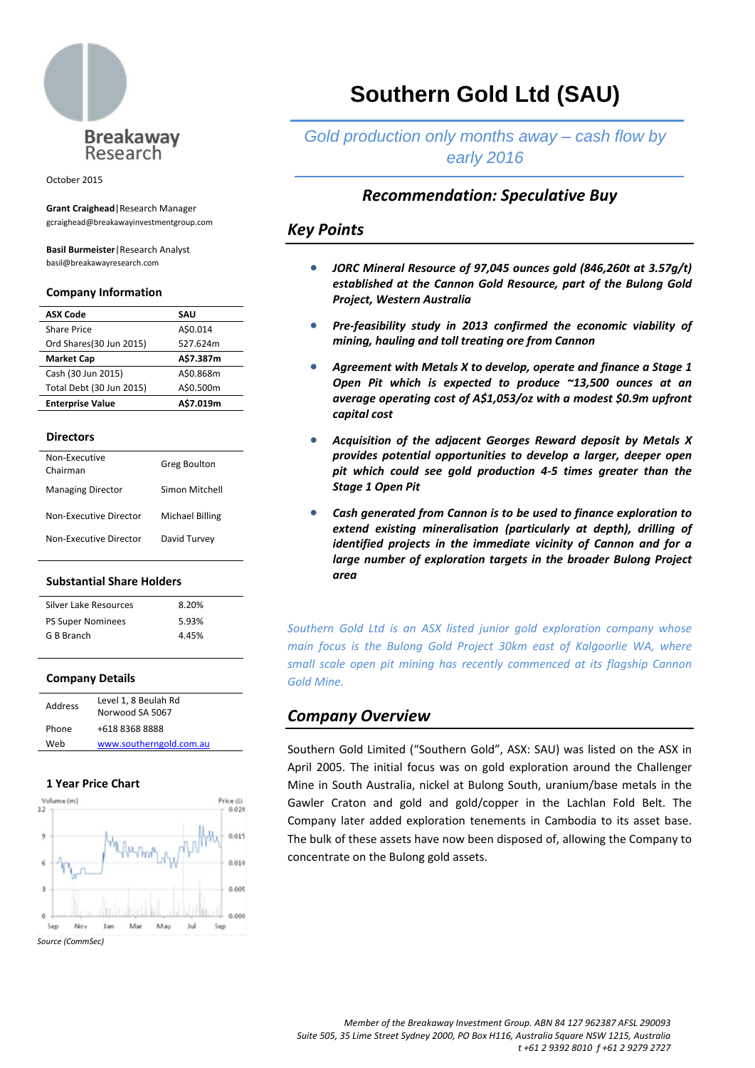Breakaway Research

October 2015

**Grant Craighead** | Research Manager
gcraighead@breakawayinvestmentgroup.com

**Basil Burmeister** | Research Analyst
basil@breakawayresearch.com

### Company Information

| ASX Code | SAU |
|---|---|
| Share Price | A$0.014 |
| Ord Shares(30 Jun 2015) | 527.624m |
| **Market Cap** | **A$7.387m** |
| Cash (30 Jun 2015) | A$0.868m |
| Total Debt (30 Jun 2015) | A$0.500m |
| **Enterprise Value** | **A$7.019m** |

### Directors

| | |
|---|---|
| Non-Executive Chairman | Greg Boulton |
| Managing Director | Simon Mitchell |
| Non-Executive Director | Michael Billing |
| Non-Executive Director | David Turvey |

### Substantial Share Holders

| | |
|---|---|
| Silver Lake Resources | 8.20% |
| PS Super Nominees | 5.93% |
| G B Branch | 4.45% |

### Company Details

| | |
|---|---|
| Address | Level 1, 8 Beulah Rd Norwood SA 5067 |
| Phone | +618 8368 8888 |
| Web | www.southerngold.com.au |

### 1 Year Price Chart

*Source (CommSec)*

# Southern Gold Ltd (SAU)

*Gold production only months away – cash flow by early 2016*

## *Recommendation: Speculative Buy*

## *Key Points*

- ***JORC Mineral Resource of 97,045 ounces gold (846,260t at 3.57g/t) established at the Cannon Gold Resource, part of the Bulong Gold Project, Western Australia***
- ***Pre-feasibility study in 2013 confirmed the economic viability of mining, hauling and toll treating ore from Cannon***
- ***Agreement with Metals X to develop, operate and finance a Stage 1 Open Pit which is expected to produce ~13,500 ounces at an average operating cost of A$1,053/oz with a modest $0.9m upfront capital cost***
- ***Acquisition of the adjacent Georges Reward deposit by Metals X provides potential opportunities to develop a larger, deeper open pit which could see gold production 4-5 times greater than the Stage 1 Open Pit***
- ***Cash generated from Cannon is to be used to finance exploration to extend existing mineralisation (particularly at depth), drilling of identified projects in the immediate vicinity of Cannon and for a large number of exploration targets in the broader Bulong Project area***

*Southern Gold Ltd is an ASX listed junior gold exploration company whose main focus is the Bulong Gold Project 30km east of Kalgoorlie WA, where small scale open pit mining has recently commenced at its flagship Cannon Gold Mine.*

## *Company Overview*

Southern Gold Limited ("Southern Gold", ASX: SAU) was listed on the ASX in April 2005. The initial focus was on gold exploration around the Challenger Mine in South Australia, nickel at Bulong South, uranium/base metals in the Gawler Craton and gold and gold/copper in the Lachlan Fold Belt. The Company later added exploration tenements in Cambodia to its asset base. The bulk of these assets have now been disposed of, allowing the Company to concentrate on the Bulong gold assets.

*Member of the Breakaway Investment Group. ABN 84 127 962387 AFSL 290093*
*Suite 505, 35 Lime Street Sydney 2000, PO Box H116, Australia Square NSW 1215, Australia*
*t +61 2 9392 8010 f +61 2 9279 2727*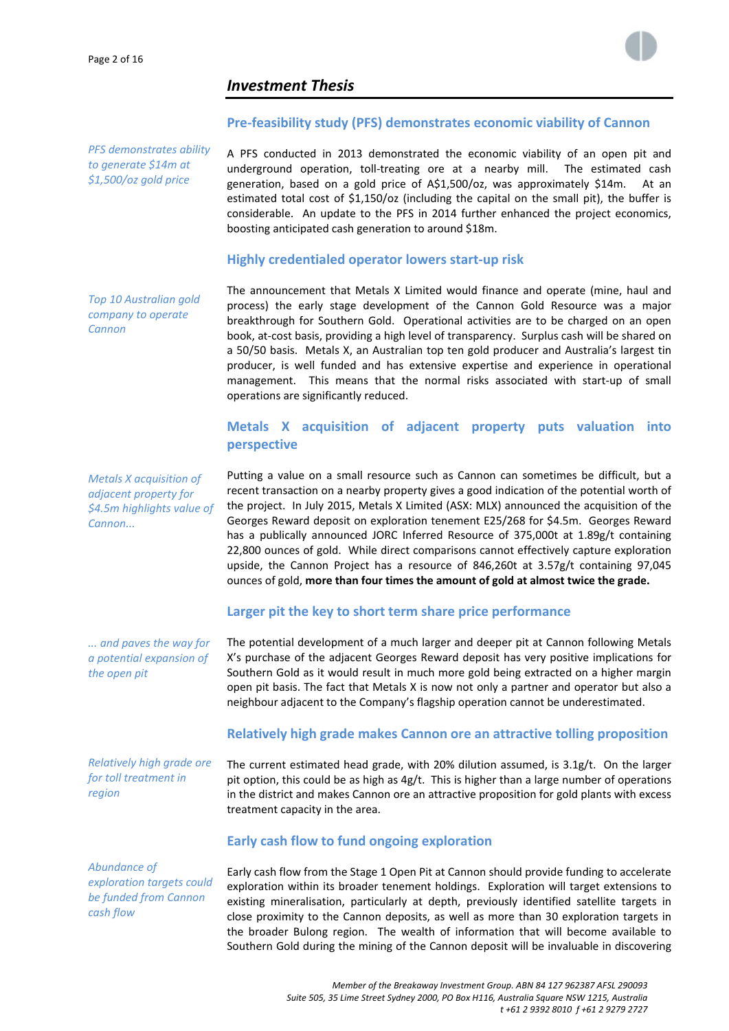## Investment Thesis

### Pre-feasibility study (PFS) demonstrates economic viability of Cannon

*PFS demonstrates ability to generate $14m at $1,500/oz gold price*

A PFS conducted in 2013 demonstrated the economic viability of an open pit and underground operation, toll-treating ore at a nearby mill. The estimated cash generation, based on a gold price of A$1,500/oz, was approximately $14m. At an estimated total cost of $1,150/oz (including the capital on the small pit), the buffer is considerable. An update to the PFS in 2014 further enhanced the project economics, boosting anticipated cash generation to around $18m.

### Highly credentialed operator lowers start-up risk

*Top 10 Australian gold company to operate Cannon*

The announcement that Metals X Limited would finance and operate (mine, haul and process) the early stage development of the Cannon Gold Resource was a major breakthrough for Southern Gold. Operational activities are to be charged on an open book, at-cost basis, providing a high level of transparency. Surplus cash will be shared on a 50/50 basis. Metals X, an Australian top ten gold producer and Australia's largest tin producer, is well funded and has extensive expertise and experience in operational management. This means that the normal risks associated with start-up of small operations are significantly reduced.

### Metals X acquisition of adjacent property puts valuation into perspective

*Metals X acquisition of adjacent property for $4.5m highlights value of Cannon...*

Putting a value on a small resource such as Cannon can sometimes be difficult, but a recent transaction on a nearby property gives a good indication of the potential worth of the project. In July 2015, Metals X Limited (ASX: MLX) announced the acquisition of the Georges Reward deposit on exploration tenement E25/268 for $4.5m. Georges Reward has a publically announced JORC Inferred Resource of 375,000t at 1.89g/t containing 22,800 ounces of gold. While direct comparisons cannot effectively capture exploration upside, the Cannon Project has a resource of 846,260t at 3.57g/t containing 97,045 ounces of gold, **more than four times the amount of gold at almost twice the grade.**

### Larger pit the key to short term share price performance

*... and paves the way for a potential expansion of the open pit*

The potential development of a much larger and deeper pit at Cannon following Metals X's purchase of the adjacent Georges Reward deposit has very positive implications for Southern Gold as it would result in much more gold being extracted on a higher margin open pit basis. The fact that Metals X is now not only a partner and operator but also a neighbour adjacent to the Company's flagship operation cannot be underestimated.

### Relatively high grade makes Cannon ore an attractive tolling proposition

*Relatively high grade ore for toll treatment in region*

The current estimated head grade, with 20% dilution assumed, is 3.1g/t. On the larger pit option, this could be as high as 4g/t. This is higher than a large number of operations in the district and makes Cannon ore an attractive proposition for gold plants with excess treatment capacity in the area.

### Early cash flow to fund ongoing exploration

*Abundance of exploration targets could be funded from Cannon cash flow*

Early cash flow from the Stage 1 Open Pit at Cannon should provide funding to accelerate exploration within its broader tenement holdings. Exploration will target extensions to existing mineralisation, particularly at depth, previously identified satellite targets in close proximity to the Cannon deposits, as well as more than 30 exploration targets in the broader Bulong region. The wealth of information that will become available to Southern Gold during the mining of the Cannon deposit will be invaluable in discovering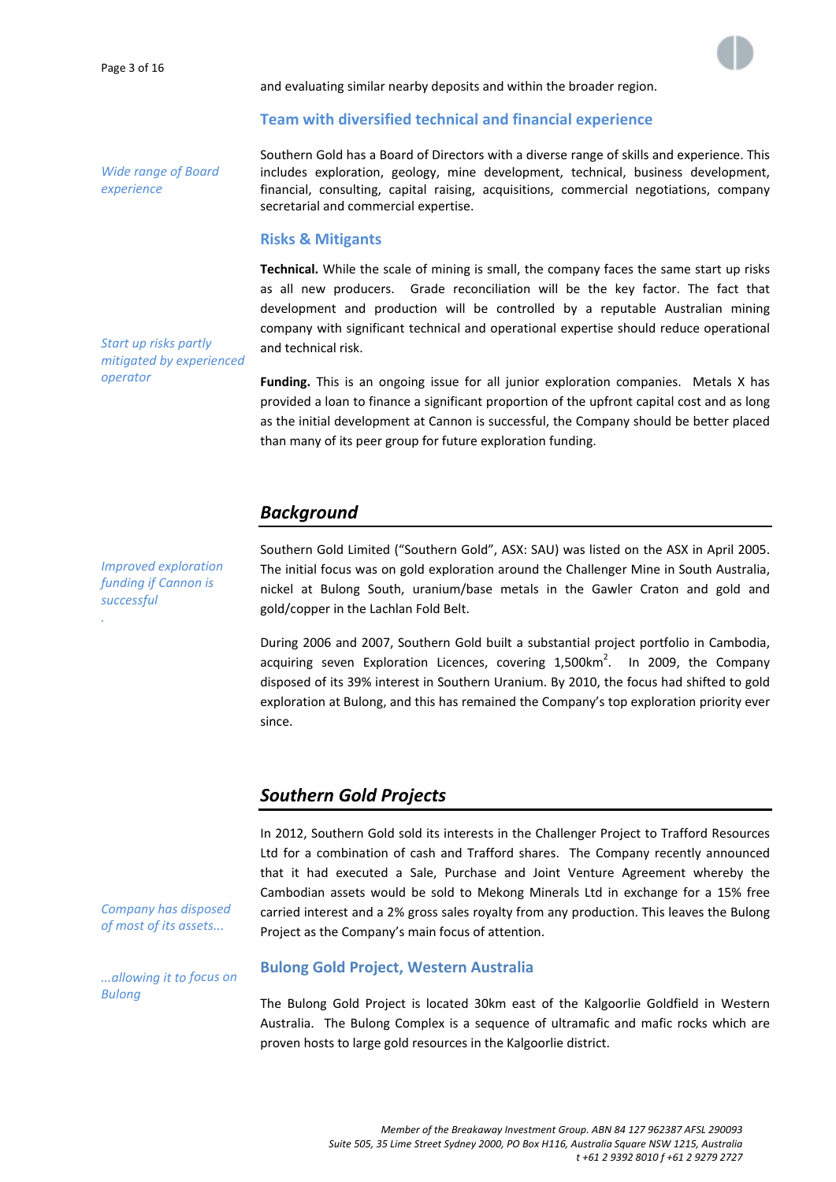and evaluating similar nearby deposits and within the broader region.

### Team with diversified technical and financial experience

*Wide range of Board experience*

Southern Gold has a Board of Directors with a diverse range of skills and experience. This includes exploration, geology, mine development, technical, business development, financial, consulting, capital raising, acquisitions, commercial negotiations, company secretarial and commercial expertise.

### Risks & Mitigants

**Technical.** While the scale of mining is small, the company faces the same start up risks as all new producers. Grade reconciliation will be the key factor. The fact that development and production will be controlled by a reputable Australian mining company with significant technical and operational expertise should reduce operational and technical risk.

*Start up risks partly mitigated by experienced operator*

**Funding.** This is an ongoing issue for all junior exploration companies. Metals X has provided a loan to finance a significant proportion of the upfront capital cost and as long as the initial development at Cannon is successful, the Company should be better placed than many of its peer group for future exploration funding.

## *Background*

*Improved exploration funding if Cannon is successful*

Southern Gold Limited ("Southern Gold", ASX: SAU) was listed on the ASX in April 2005. The initial focus was on gold exploration around the Challenger Mine in South Australia, nickel at Bulong South, uranium/base metals in the Gawler Craton and gold and gold/copper in the Lachlan Fold Belt.

During 2006 and 2007, Southern Gold built a substantial project portfolio in Cambodia, acquiring seven Exploration Licences, covering 1,500km$^2$. In 2009, the Company disposed of its 39% interest in Southern Uranium. By 2010, the focus had shifted to gold exploration at Bulong, and this has remained the Company's top exploration priority ever since.

## *Southern Gold Projects*

In 2012, Southern Gold sold its interests in the Challenger Project to Trafford Resources Ltd for a combination of cash and Trafford shares. The Company recently announced that it had executed a Sale, Purchase and Joint Venture Agreement whereby the Cambodian assets would be sold to Mekong Minerals Ltd in exchange for a 15% free carried interest and a 2% gross sales royalty from any production. This leaves the Bulong Project as the Company's main focus of attention.

*Company has disposed of most of its assets...*

*...allowing it to focus on Bulong*

### Bulong Gold Project, Western Australia

The Bulong Gold Project is located 30km east of the Kalgoorlie Goldfield in Western Australia. The Bulong Complex is a sequence of ultramafic and mafic rocks which are proven hosts to large gold resources in the Kalgoorlie district.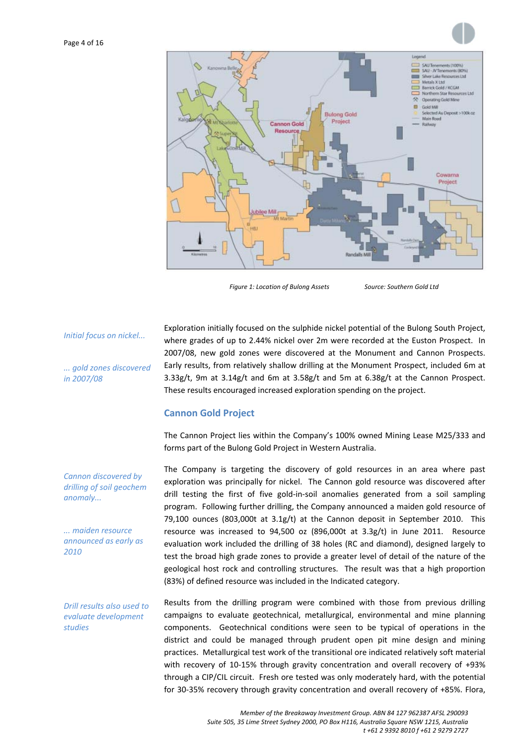Figure 1: Location of Bulong Assets Source: Southern Gold Ltd

*Initial focus on nickel...*

*... gold zones discovered in 2007/08*

Exploration initially focused on the sulphide nickel potential of the Bulong South Project, where grades of up to 2.44% nickel over 2m were recorded at the Euston Prospect. In 2007/08, new gold zones were discovered at the Monument and Cannon Prospects. Early results, from relatively shallow drilling at the Monument Prospect, included 6m at 3.33g/t, 9m at 3.14g/t and 6m at 3.58g/t and 5m at 6.38g/t at the Cannon Prospect. These results encouraged increased exploration spending on the project.

## Cannon Gold Project

The Cannon Project lies within the Company's 100% owned Mining Lease M25/333 and forms part of the Bulong Gold Project in Western Australia.

*Cannon discovered by drilling of soil geochem anomaly...*

*... maiden resource announced as early as 2010*

The Company is targeting the discovery of gold resources in an area where past exploration was principally for nickel. The Cannon gold resource was discovered after drill testing the first of five gold-in-soil anomalies generated from a soil sampling program. Following further drilling, the Company announced a maiden gold resource of 79,100 ounces (803,000t at 3.1g/t) at the Cannon deposit in September 2010. This resource was increased to 94,500 oz (896,000t at 3.3g/t) in June 2011. Resource evaluation work included the drilling of 38 holes (RC and diamond), designed largely to test the broad high grade zones to provide a greater level of detail of the nature of the geological host rock and controlling structures. The result was that a high proportion (83%) of defined resource was included in the Indicated category.

*Drill results also used to evaluate development studies*

Results from the drilling program were combined with those from previous drilling campaigns to evaluate geotechnical, metallurgical, environmental and mine planning components. Geotechnical conditions were seen to be typical of operations in the district and could be managed through prudent open pit mine design and mining practices. Metallurgical test work of the transitional ore indicated relatively soft material with recovery of 10-15% through gravity concentration and overall recovery of +93% through a CIP/CIL circuit. Fresh ore tested was only moderately hard, with the potential for 30-35% recovery through gravity concentration and overall recovery of +85%. Flora,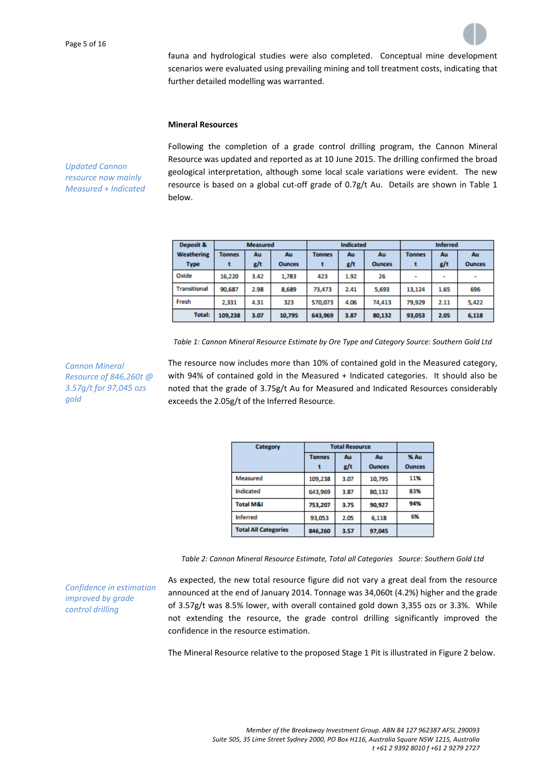fauna and hydrological studies were also completed. Conceptual mine development scenarios were evaluated using prevailing mining and toll treatment costs, indicating that further detailed modelling was warranted.

### Mineral Resources

*Updated Cannon resource now mainly Measured + Indicated*

Following the completion of a grade control drilling program, the Cannon Mineral Resource was updated and reported as at 10 June 2015. The drilling confirmed the broad geological interpretation, although some local scale variations were evident. The new resource is based on a global cut-off grade of 0.7g/t Au. Details are shown in Table 1 below.

| Deposit & Weathering Type | Measured | | | Indicated | | | Inferred | | |
|---|---|---|---|---|---|---|---|---|---|
| | Tonnes t | Au g/t | Au Ounces | Tonnes t | Au g/t | Au Ounces | Tonnes t | Au g/t | Au Ounces |
| Oxide | 16,220 | 3.42 | 1,783 | 423 | 1.92 | 26 | - | - | - |
| Transitional | 90,687 | 2.98 | 8,689 | 73,473 | 2.41 | 5,693 | 13,124 | 1.65 | 696 |
| Fresh | 2,331 | 4.31 | 323 | 570,073 | 4.06 | 74,413 | 79,929 | 2.11 | 5,422 |
| **Total:** | **109,238** | **3.07** | **10,795** | **643,969** | **3.87** | **80,132** | **93,053** | **2.05** | **6,118** |

*Table 1: Cannon Mineral Resource Estimate by Ore Type and Category Source: Southern Gold Ltd*

*Cannon Mineral Resource of 846,260t @ 3.57g/t for 97,045 ozs gold*

The resource now includes more than 10% of contained gold in the Measured category, with 94% of contained gold in the Measured + Indicated categories. It should also be noted that the grade of 3.75g/t Au for Measured and Indicated Resources considerably exceeds the 2.05g/t of the Inferred Resource.

| Category | Total Resource | | | |
|---|---|---|---|---|
| | Tonnes t | Au g/t | Au Ounces | % Au Ounces |
| Measured | 109,238 | 3.07 | 10,795 | 11% |
| Indicated | 643,969 | 3.87 | 80,132 | 83% |
| **Total M&I** | **753,207** | **3.75** | **90,927** | **94%** |
| Inferred | 93,053 | 2.05 | 6,118 | 6% |
| **Total All Categories** | **846,260** | **3.57** | **97,045** | |

*Table 2: Cannon Mineral Resource Estimate, Total all Categories Source: Southern Gold Ltd*

*Confidence in estimation improved by grade control drilling*

As expected, the new total resource figure did not vary a great deal from the resource announced at the end of January 2014. Tonnage was 34,060t (4.2%) higher and the grade of 3.57g/t was 8.5% lower, with overall contained gold down 3,355 ozs or 3.3%. While not extending the resource, the grade control drilling significantly improved the confidence in the resource estimation.

The Mineral Resource relative to the proposed Stage 1 Pit is illustrated in Figure 2 below.

*Member of the Breakaway Investment Group. ABN 84 127 962387 AFSL 290093*
*Suite 505, 35 Lime Street Sydney 2000, PO Box H116, Australia Square NSW 1215, Australia*
*t +61 2 9392 8010 f +61 2 9279 2727*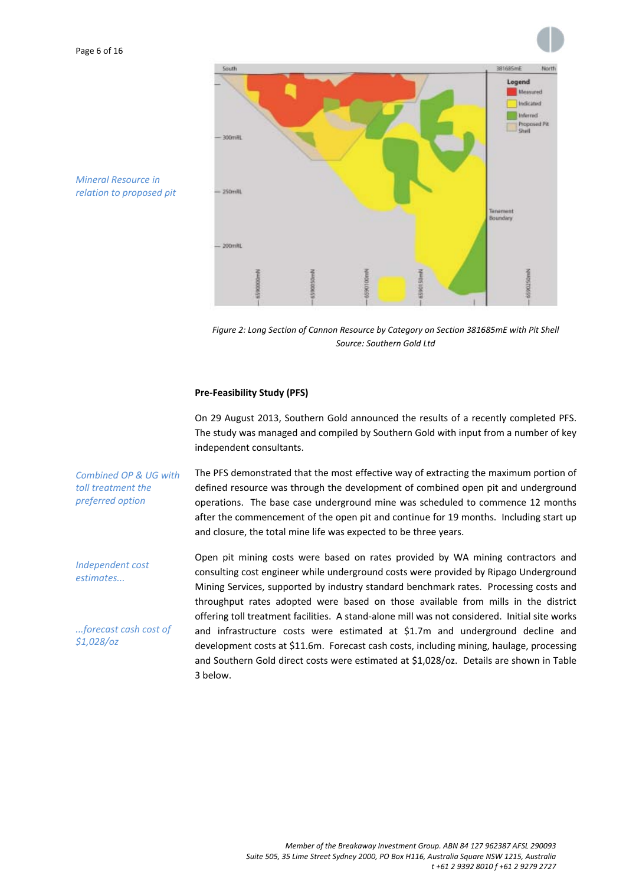*Mineral Resource in relation to proposed pit*

Figure 2: Long Section of Cannon Resource by Category on Section 381685mE with Pit Shell
Source: Southern Gold Ltd

**Pre-Feasibility Study (PFS)**

On 29 August 2013, Southern Gold announced the results of a recently completed PFS. The study was managed and compiled by Southern Gold with input from a number of key independent consultants.

*Combined OP & UG with toll treatment the preferred option*

The PFS demonstrated that the most effective way of extracting the maximum portion of defined resource was through the development of combined open pit and underground operations. The base case underground mine was scheduled to commence 12 months after the commencement of the open pit and continue for 19 months. Including start up and closure, the total mine life was expected to be three years.

*Independent cost estimates...*

*...forecast cash cost of $1,028/oz*

Open pit mining costs were based on rates provided by WA mining contractors and consulting cost engineer while underground costs were provided by Ripago Underground Mining Services, supported by industry standard benchmark rates. Processing costs and throughput rates adopted were based on those available from mills in the district offering toll treatment facilities. A stand-alone mill was not considered. Initial site works and infrastructure costs were estimated at $1.7m and underground decline and development costs at $11.6m. Forecast cash costs, including mining, haulage, processing and Southern Gold direct costs were estimated at $1,028/oz. Details are shown in Table 3 below.

*Member of the Breakaway Investment Group. ABN 84 127 962387 AFSL 290093*
*Suite 505, 35 Lime Street Sydney 2000, PO Box H116, Australia Square NSW 1215, Australia*
*t +61 2 9392 8010 f +61 2 9279 2727*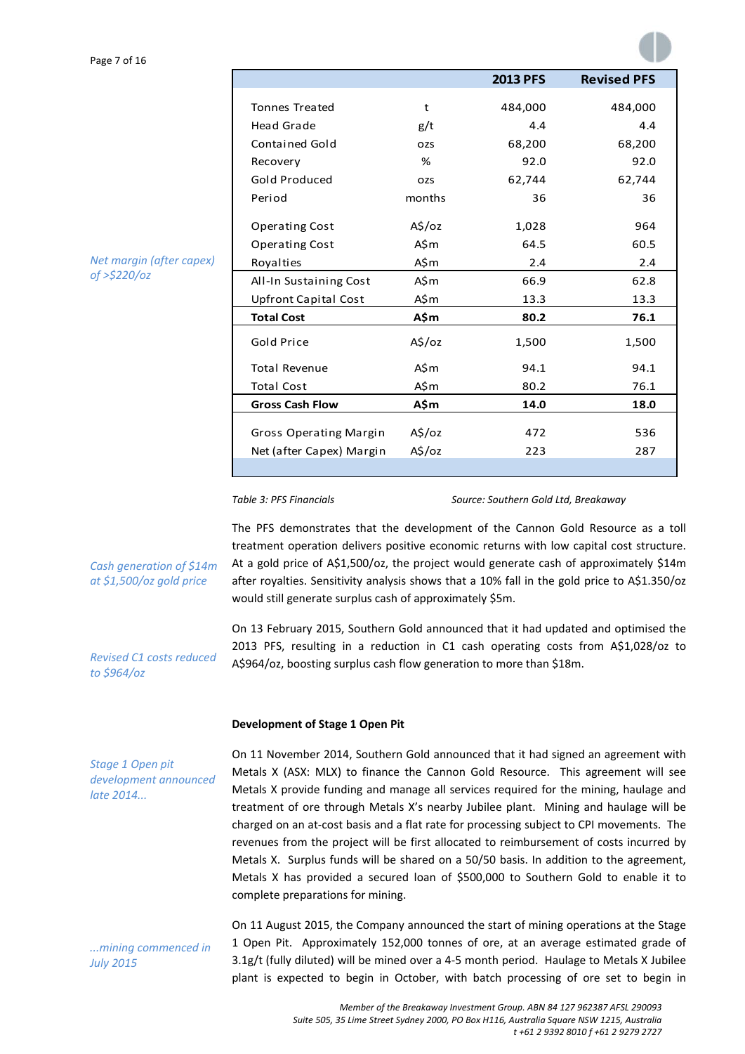| | | 2013 PFS | Revised PFS |
|---|---|---|---|
| Tonnes Treated | t | 484,000 | 484,000 |
| Head Grade | g/t | 4.4 | 4.4 |
| Contained Gold | ozs | 68,200 | 68,200 |
| Recovery | % | 92.0 | 92.0 |
| Gold Produced | ozs | 62,744 | 62,744 |
| Period | months | 36 | 36 |
| Operating Cost | A$/oz | 1,028 | 964 |
| Operating Cost | A$m | 64.5 | 60.5 |
| Royalties | A$m | 2.4 | 2.4 |
| All-In Sustaining Cost | A$m | 66.9 | 62.8 |
| Upfront Capital Cost | A$m | 13.3 | 13.3 |
| **Total Cost** | **A$m** | **80.2** | **76.1** |
| Gold Price | A$/oz | 1,500 | 1,500 |
| Total Revenue | A$m | 94.1 | 94.1 |
| Total Cost | A$m | 80.2 | 76.1 |
| **Gross Cash Flow** | **A$m** | **14.0** | **18.0** |
| Gross Operating Margin | A$/oz | 472 | 536 |
| Net (after Capex) Margin | A$/oz | 223 | 287 |

*Table 3: PFS Financials* *Source: Southern Gold Ltd, Breakaway*

*Net margin (after capex) of >$220/oz*

*Cash generation of $14m at $1,500/oz gold price*

The PFS demonstrates that the development of the Cannon Gold Resource as a toll treatment operation delivers positive economic returns with low capital cost structure. At a gold price of A$1,500/oz, the project would generate cash of approximately $14m after royalties. Sensitivity analysis shows that a 10% fall in the gold price to A$1.350/oz would still generate surplus cash of approximately $5m.

*Revised C1 costs reduced to $964/oz*

On 13 February 2015, Southern Gold announced that it had updated and optimised the 2013 PFS, resulting in a reduction in C1 cash operating costs from A$1,028/oz to A$964/oz, boosting surplus cash flow generation to more than $18m.

**Development of Stage 1 Open Pit**

*Stage 1 Open pit development announced late 2014...*

On 11 November 2014, Southern Gold announced that it had signed an agreement with Metals X (ASX: MLX) to finance the Cannon Gold Resource. This agreement will see Metals X provide funding and manage all services required for the mining, haulage and treatment of ore through Metals X's nearby Jubilee plant. Mining and haulage will be charged on an at-cost basis and a flat rate for processing subject to CPI movements. The revenues from the project will be first allocated to reimbursement of costs incurred by Metals X. Surplus funds will be shared on a 50/50 basis. In addition to the agreement, Metals X has provided a secured loan of $500,000 to Southern Gold to enable it to complete preparations for mining.

*...mining commenced in July 2015*

On 11 August 2015, the Company announced the start of mining operations at the Stage 1 Open Pit. Approximately 152,000 tonnes of ore, at an average estimated grade of 3.1g/t (fully diluted) will be mined over a 4-5 month period. Haulage to Metals X Jubilee plant is expected to begin in October, with batch processing of ore set to begin in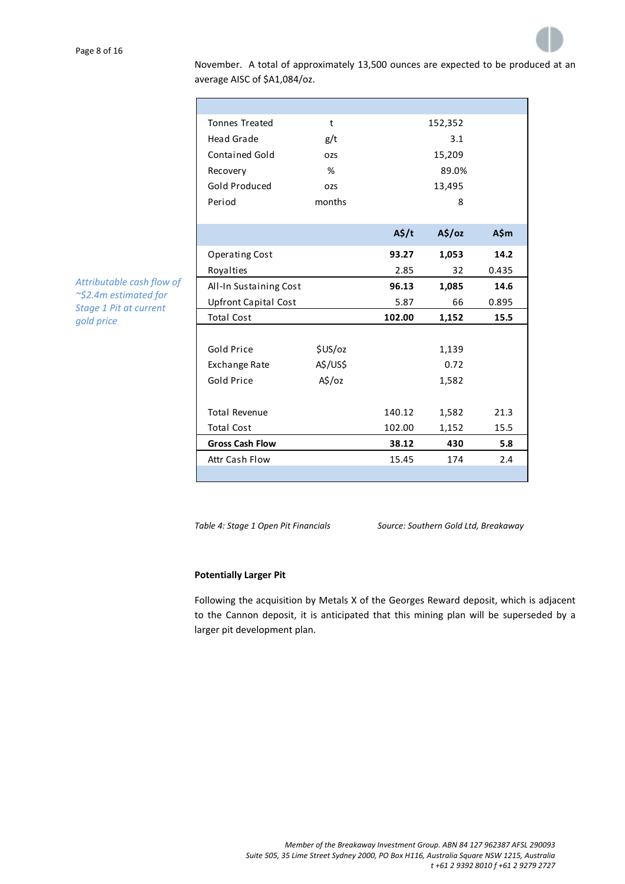November. A total of approximately 13,500 ounces are expected to be produced at an average AISC of $A1,084/oz.

*Attributable cash flow of ~$2.4m estimated for Stage 1 Pit at current gold price*

| | | | | |
|---|---|---|---|---|
| Tonnes Treated | t | | 152,352 | |
| Head Grade | g/t | | 3.1 | |
| Contained Gold | ozs | | 15,209 | |
| Recovery | % | | 89.0% | |
| Gold Produced | ozs | | 13,495 | |
| Period | months | | 8 | |
| | | **A$/t** | **A$/oz** | **A$m** |
| Operating Cost | | **93.27** | **1,053** | **14.2** |
| Royalties | | 2.85 | 32 | 0.435 |
| All-In Sustaining Cost | | **96.13** | **1,085** | **14.6** |
| Upfront Capital Cost | | 5.87 | 66 | 0.895 |
| Total Cost | | **102.00** | **1,152** | **15.5** |
| Gold Price | $US/oz | | 1,139 | |
| Exchange Rate | A$/US$ | | 0.72 | |
| Gold Price | A$/oz | | 1,582 | |
| Total Revenue | | 140.12 | 1,582 | 21.3 |
| Total Cost | | 102.00 | 1,152 | 15.5 |
| **Gross Cash Flow** | | **38.12** | **430** | **5.8** |
| Attr Cash Flow | | 15.45 | 174 | 2.4 |

*Table 4: Stage 1 Open Pit Financials* *Source: Southern Gold Ltd, Breakaway*

**Potentially Larger Pit**

Following the acquisition by Metals X of the Georges Reward deposit, which is adjacent to the Cannon deposit, it is anticipated that this mining plan will be superseded by a larger pit development plan.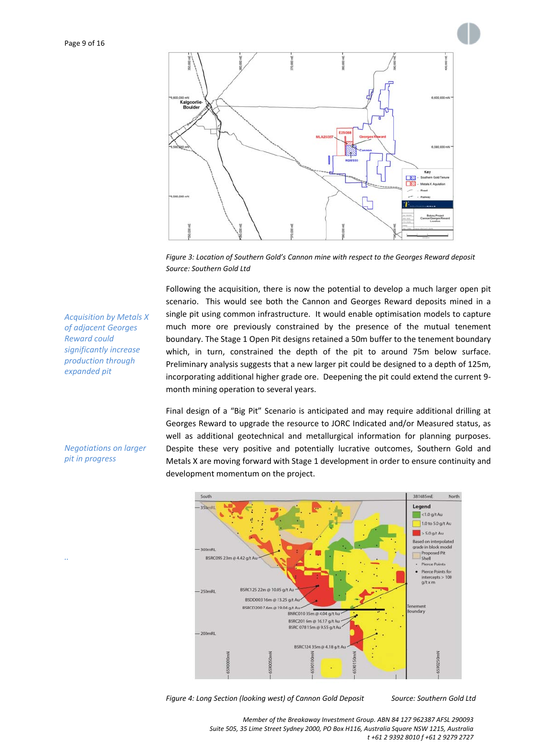*Figure 3: Location of Southern Gold's Cannon mine with respect to the Georges Reward deposit*
*Source: Southern Gold Ltd*

*Acquisition by Metals X of adjacent Georges Reward could significantly increase production through expanded pit*

Following the acquisition, there is now the potential to develop a much larger open pit scenario. This would see both the Cannon and Georges Reward deposits mined in a single pit using common infrastructure. It would enable optimisation models to capture much more ore previously constrained by the presence of the mutual tenement boundary. The Stage 1 Open Pit designs retained a 50m buffer to the tenement boundary which, in turn, constrained the depth of the pit to around 75m below surface. Preliminary analysis suggests that a new larger pit could be designed to a depth of 125m, incorporating additional higher grade ore. Deepening the pit could extend the current 9-month mining operation to several years.

*Negotiations on larger pit in progress*

Final design of a "Big Pit" Scenario is anticipated and may require additional drilling at Georges Reward to upgrade the resource to JORC Indicated and/or Measured status, as well as additional geotechnical and metallurgical information for planning purposes. Despite these very positive and potentially lucrative outcomes, Southern Gold and Metals X are moving forward with Stage 1 development in order to ensure continuity and development momentum on the project.

*Figure 4: Long Section (looking west) of Cannon Gold Deposit* *Source: Southern Gold Ltd*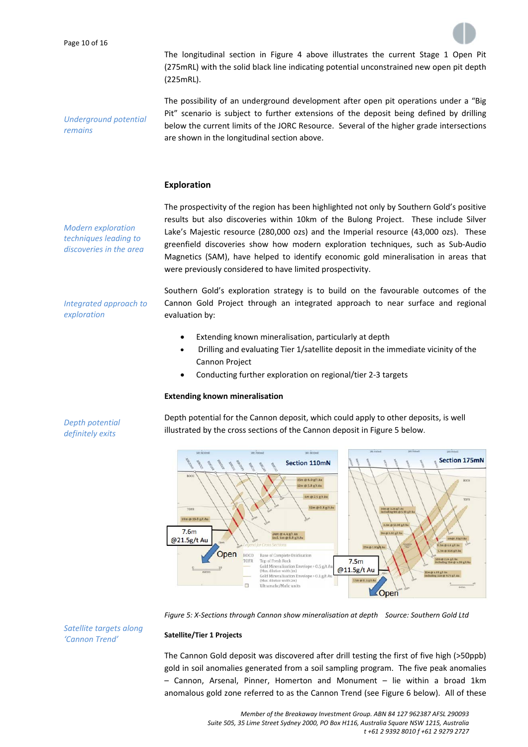*Underground potential remains*

The longitudinal section in Figure 4 above illustrates the current Stage 1 Open Pit (275mRL) with the solid black line indicating potential unconstrained new open pit depth (225mRL).

The possibility of an underground development after open pit operations under a "Big Pit" scenario is subject to further extensions of the deposit being defined by drilling below the current limits of the JORC Resource. Several of the higher grade intersections are shown in the longitudinal section above.

### Exploration

*Modern exploration techniques leading to discoveries in the area*

The prospectivity of the region has been highlighted not only by Southern Gold's positive results but also discoveries within 10km of the Bulong Project. These include Silver Lake's Majestic resource (280,000 ozs) and the Imperial resource (43,000 ozs). These greenfield discoveries show how modern exploration techniques, such as Sub-Audio Magnetics (SAM), have helped to identify economic gold mineralisation in areas that were previously considered to have limited prospectivity.

*Integrated approach to exploration*

Southern Gold's exploration strategy is to build on the favourable outcomes of the Cannon Gold Project through an integrated approach to near surface and regional evaluation by:

- Extending known mineralisation, particularly at depth
- Drilling and evaluating Tier 1/satellite deposit in the immediate vicinity of the Cannon Project
- Conducting further exploration on regional/tier 2-3 targets

**Extending known mineralisation**

*Depth potential definitely exits*

Depth potential for the Cannon deposit, which could apply to other deposits, is well illustrated by the cross sections of the Cannon deposit in Figure 5 below.

*Figure 5: X-Sections through Cannon show mineralisation at depth Source: Southern Gold Ltd*

**Satellite/Tier 1 Projects**

*Satellite targets along 'Cannon Trend'*

The Cannon Gold deposit was discovered after drill testing the first of five high (>50ppb) gold in soil anomalies generated from a soil sampling program. The five peak anomalies – Cannon, Arsenal, Pinner, Homerton and Monument – lie within a broad 1km anomalous gold zone referred to as the Cannon Trend (see Figure 6 below). All of these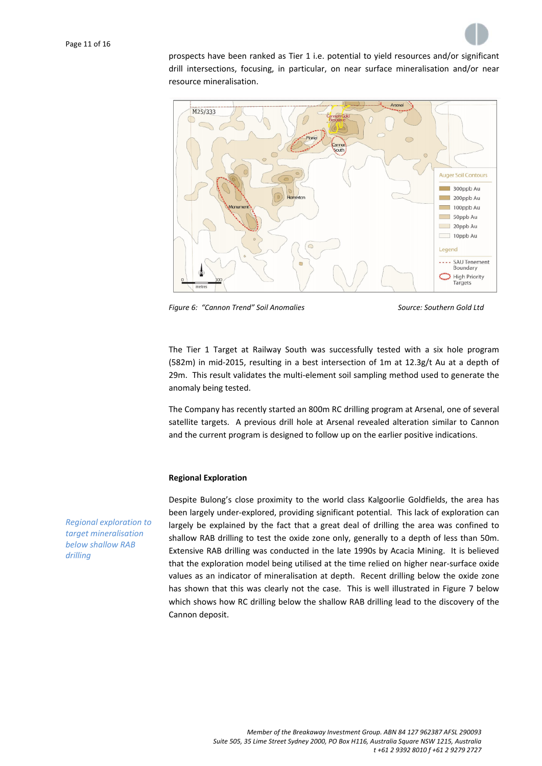prospects have been ranked as Tier 1 i.e. potential to yield resources and/or significant drill intersections, focusing, in particular, on near surface mineralisation and/or near resource mineralisation.

*Figure 6: "Cannon Trend" Soil Anomalies* *Source: Southern Gold Ltd*

The Tier 1 Target at Railway South was successfully tested with a six hole program (582m) in mid-2015, resulting in a best intersection of 1m at 12.3g/t Au at a depth of 29m. This result validates the multi-element soil sampling method used to generate the anomaly being tested.

The Company has recently started an 800m RC drilling program at Arsenal, one of several satellite targets. A previous drill hole at Arsenal revealed alteration similar to Cannon and the current program is designed to follow up on the earlier positive indications.

**Regional Exploration**

*Regional exploration to target mineralisation below shallow RAB drilling*

Despite Bulong's close proximity to the world class Kalgoorlie Goldfields, the area has been largely under-explored, providing significant potential. This lack of exploration can largely be explained by the fact that a great deal of drilling the area was confined to shallow RAB drilling to test the oxide zone only, generally to a depth of less than 50m. Extensive RAB drilling was conducted in the late 1990s by Acacia Mining. It is believed that the exploration model being utilised at the time relied on higher near-surface oxide values as an indicator of mineralisation at depth. Recent drilling below the oxide zone has shown that this was clearly not the case. This is well illustrated in Figure 7 below which shows how RC drilling below the shallow RAB drilling lead to the discovery of the Cannon deposit.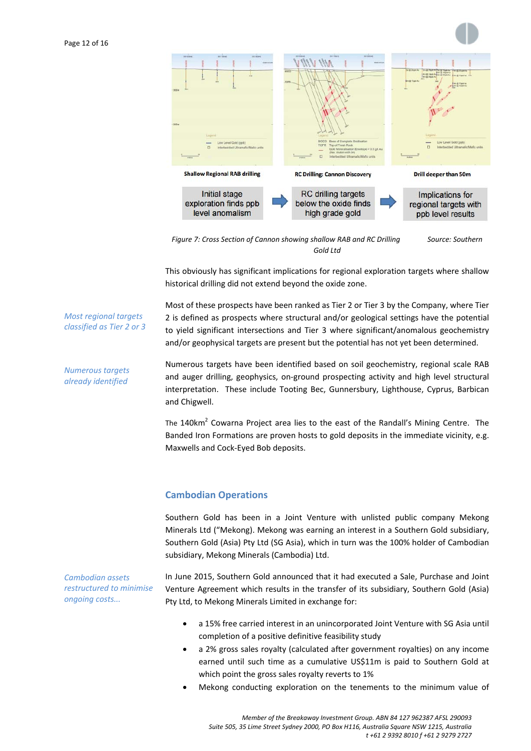Shallow Regional RAB drilling

RC Drilling: Cannon Discovery

Drill deeper than 50m

Initial stage exploration finds ppb level anomalism → RC drilling targets below the oxide finds high grade gold → Implications for regional targets with ppb level results

*Figure 7: Cross Section of Cannon showing shallow RAB and RC Drilling Source: Southern Gold Ltd*

This obviously has significant implications for regional exploration targets where shallow historical drilling did not extend beyond the oxide zone.

*Most regional targets classified as Tier 2 or 3*

Most of these prospects have been ranked as Tier 2 or Tier 3 by the Company, where Tier 2 is defined as prospects where structural and/or geological settings have the potential to yield significant intersections and Tier 3 where significant/anomalous geochemistry and/or geophysical targets are present but the potential has not yet been determined.

*Numerous targets already identified*

Numerous targets have been identified based on soil geochemistry, regional scale RAB and auger drilling, geophysics, on-ground prospecting activity and high level structural interpretation. These include Tooting Bec, Gunnersbury, Lighthouse, Cyprus, Barbican and Chigwell.

The 140km$^2$ Cowarna Project area lies to the east of the Randall's Mining Centre. The Banded Iron Formations are proven hosts to gold deposits in the immediate vicinity, e.g. Maxwells and Cock-Eyed Bob deposits.

## Cambodian Operations

Southern Gold has been in a Joint Venture with unlisted public company Mekong Minerals Ltd ("Mekong). Mekong was earning an interest in a Southern Gold subsidiary, Southern Gold (Asia) Pty Ltd (SG Asia), which in turn was the 100% holder of Cambodian subsidiary, Mekong Minerals (Cambodia) Ltd.

*Cambodian assets restructured to minimise ongoing costs...*

In June 2015, Southern Gold announced that it had executed a Sale, Purchase and Joint Venture Agreement which results in the transfer of its subsidiary, Southern Gold (Asia) Pty Ltd, to Mekong Minerals Limited in exchange for:

- a 15% free carried interest in an unincorporated Joint Venture with SG Asia until completion of a positive definitive feasibility study
- a 2% gross sales royalty (calculated after government royalties) on any income earned until such time as a cumulative US$11m is paid to Southern Gold at which point the gross sales royalty reverts to 1%
- Mekong conducting exploration on the tenements to the minimum value of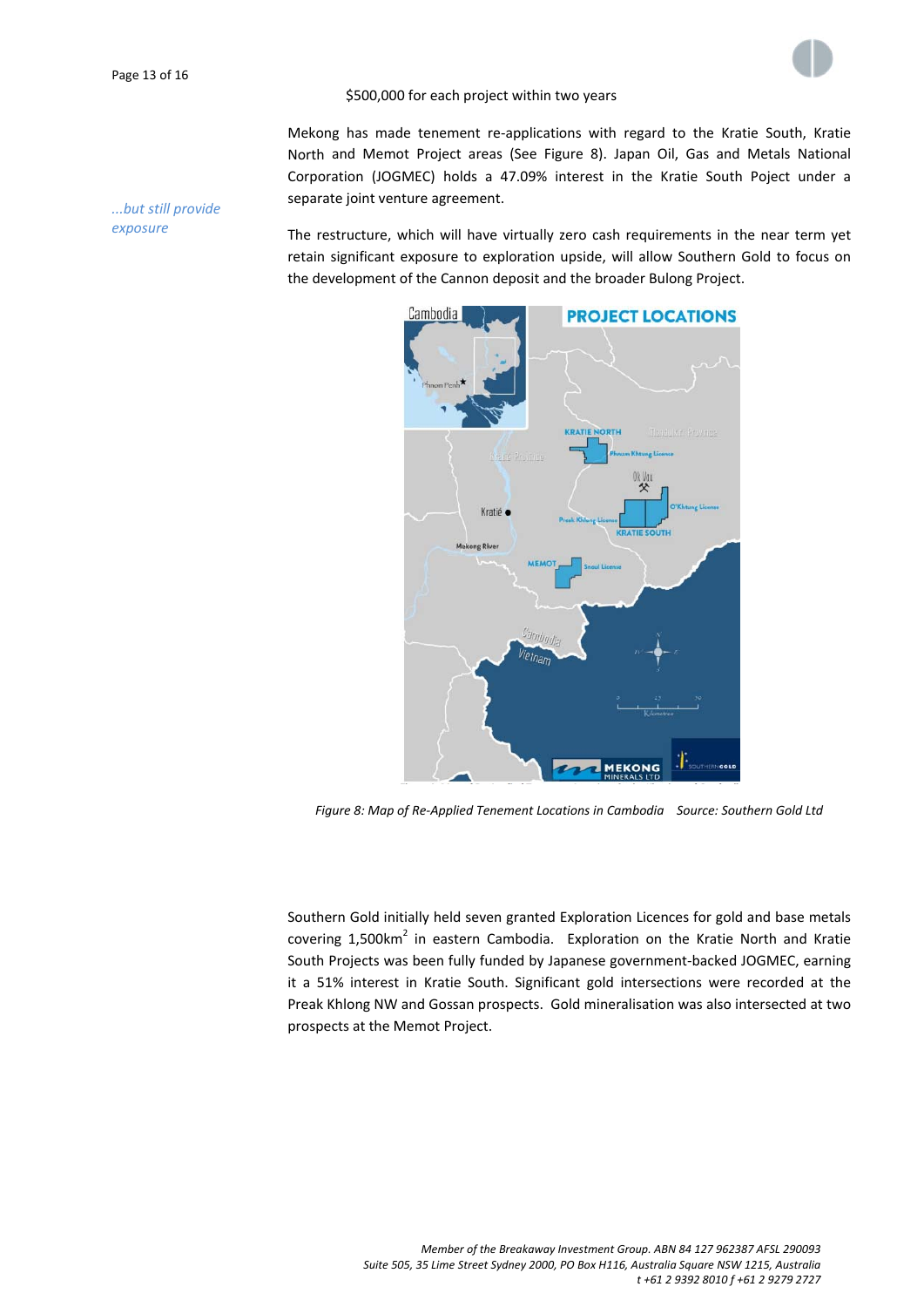$500,000 for each project within two years

Mekong has made tenement re-applications with regard to the Kratie South, Kratie North and Memot Project areas (See Figure 8). Japan Oil, Gas and Metals National Corporation (JOGMEC) holds a 47.09% interest in the Kratie South Poject under a separate joint venture agreement.

*...but still provide exposure*

The restructure, which will have virtually zero cash requirements in the near term yet retain significant exposure to exploration upside, will allow Southern Gold to focus on the development of the Cannon deposit and the broader Bulong Project.

*Figure 8: Map of Re-Applied Tenement Locations in Cambodia   Source: Southern Gold Ltd*

Southern Gold initially held seven granted Exploration Licences for gold and base metals covering 1,500km$^2$ in eastern Cambodia. Exploration on the Kratie North and Kratie South Projects was been fully funded by Japanese government-backed JOGMEC, earning it a 51% interest in Kratie South. Significant gold intersections were recorded at the Preak Khlong NW and Gossan prospects. Gold mineralisation was also intersected at two prospects at the Memot Project.

*Member of the Breakaway Investment Group. ABN 84 127 962387 AFSL 290093*
*Suite 505, 35 Lime Street Sydney 2000, PO Box H116, Australia Square NSW 1215, Australia*
*t +61 2 9392 8010 f +61 2 9279 2727*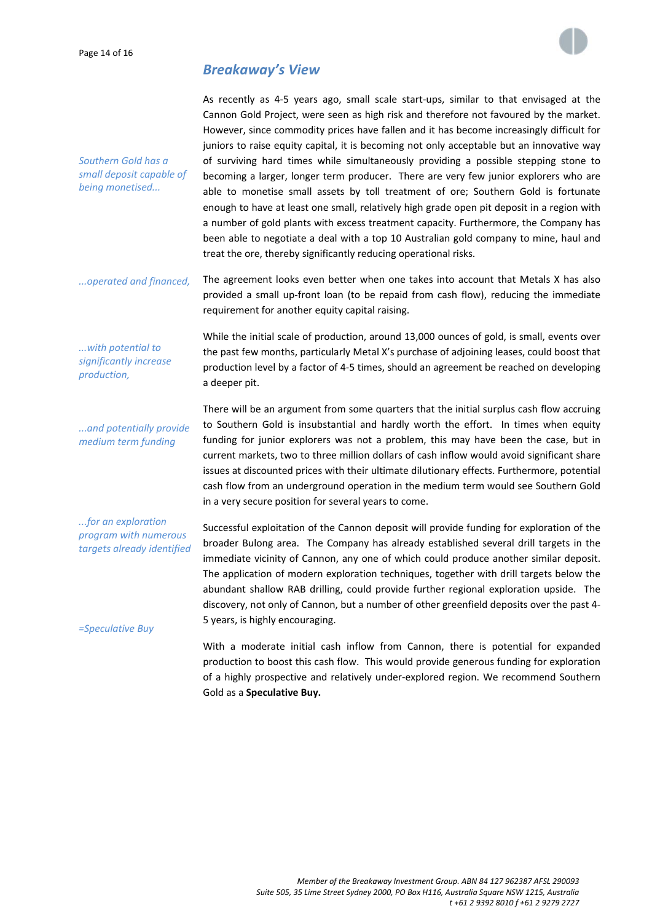## *Breakaway's View*

*Southern Gold has a small deposit capable of being monetised...*

As recently as 4-5 years ago, small scale start-ups, similar to that envisaged at the Cannon Gold Project, were seen as high risk and therefore not favoured by the market. However, since commodity prices have fallen and it has become increasingly difficult for juniors to raise equity capital, it is becoming not only acceptable but an innovative way of surviving hard times while simultaneously providing a possible stepping stone to becoming a larger, longer term producer. There are very few junior explorers who are able to monetise small assets by toll treatment of ore; Southern Gold is fortunate enough to have at least one small, relatively high grade open pit deposit in a region with a number of gold plants with excess treatment capacity. Furthermore, the Company has been able to negotiate a deal with a top 10 Australian gold company to mine, haul and treat the ore, thereby significantly reducing operational risks.

*...operated and financed,*

The agreement looks even better when one takes into account that Metals X has also provided a small up-front loan (to be repaid from cash flow), reducing the immediate requirement for another equity capital raising.

*...with potential to significantly increase production,*

While the initial scale of production, around 13,000 ounces of gold, is small, events over the past few months, particularly Metal X's purchase of adjoining leases, could boost that production level by a factor of 4-5 times, should an agreement be reached on developing a deeper pit.

*...and potentially provide medium term funding*

There will be an argument from some quarters that the initial surplus cash flow accruing to Southern Gold is insubstantial and hardly worth the effort. In times when equity funding for junior explorers was not a problem, this may have been the case, but in current markets, two to three million dollars of cash inflow would avoid significant share issues at discounted prices with their ultimate dilutionary effects. Furthermore, potential cash flow from an underground operation in the medium term would see Southern Gold in a very secure position for several years to come.

*...for an exploration program with numerous targets already identified*

Successful exploitation of the Cannon deposit will provide funding for exploration of the broader Bulong area. The Company has already established several drill targets in the immediate vicinity of Cannon, any one of which could produce another similar deposit. The application of modern exploration techniques, together with drill targets below the abundant shallow RAB drilling, could provide further regional exploration upside. The discovery, not only of Cannon, but a number of other greenfield deposits over the past 4-5 years, is highly encouraging.

*=Speculative Buy*

With a moderate initial cash inflow from Cannon, there is potential for expanded production to boost this cash flow. This would provide generous funding for exploration of a highly prospective and relatively under-explored region. We recommend Southern Gold as a **Speculative Buy.**

*Member of the Breakaway Investment Group. ABN 84 127 962387 AFSL 290093*
*Suite 505, 35 Lime Street Sydney 2000, PO Box H116, Australia Square NSW 1215, Australia*
*t +61 2 9392 8010 f +61 2 9279 2727*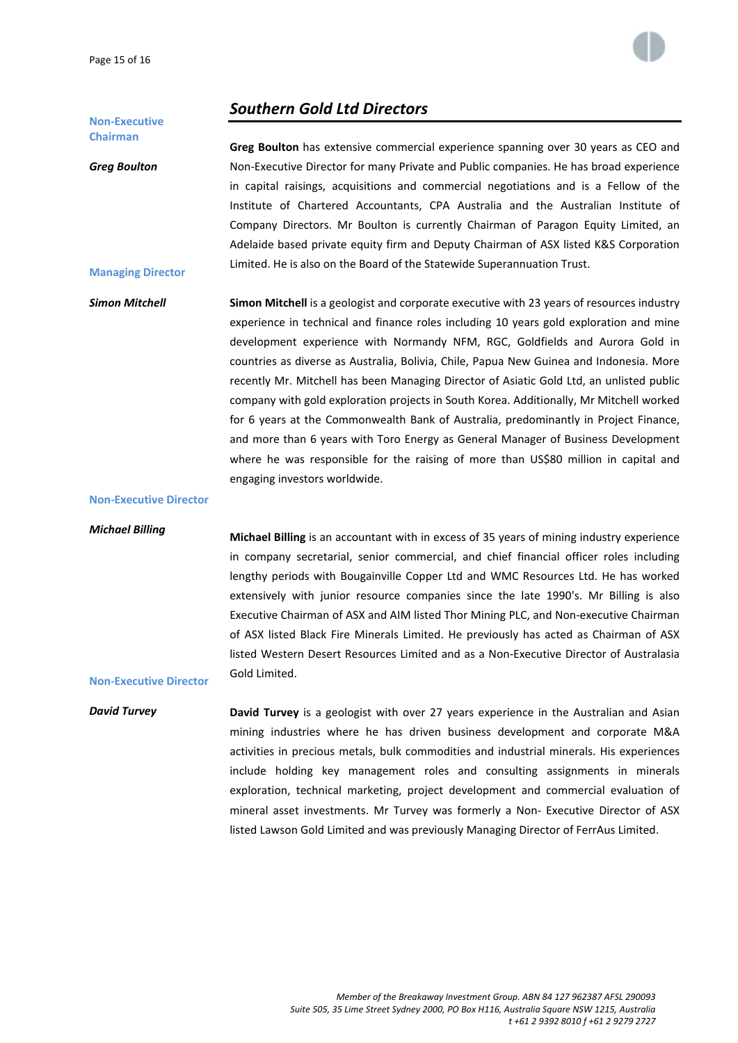## Southern Gold Ltd Directors

**Non-Executive Chairman**

***Greg Boulton***

**Greg Boulton** has extensive commercial experience spanning over 30 years as CEO and Non-Executive Director for many Private and Public companies. He has broad experience in capital raisings, acquisitions and commercial negotiations and is a Fellow of the Institute of Chartered Accountants, CPA Australia and the Australian Institute of Company Directors. Mr Boulton is currently Chairman of Paragon Equity Limited, an Adelaide based private equity firm and Deputy Chairman of ASX listed K&S Corporation Limited. He is also on the Board of the Statewide Superannuation Trust.

**Managing Director**

***Simon Mitchell***

**Simon Mitchell** is a geologist and corporate executive with 23 years of resources industry experience in technical and finance roles including 10 years gold exploration and mine development experience with Normandy NFM, RGC, Goldfields and Aurora Gold in countries as diverse as Australia, Bolivia, Chile, Papua New Guinea and Indonesia. More recently Mr. Mitchell has been Managing Director of Asiatic Gold Ltd, an unlisted public company with gold exploration projects in South Korea. Additionally, Mr Mitchell worked for 6 years at the Commonwealth Bank of Australia, predominantly in Project Finance, and more than 6 years with Toro Energy as General Manager of Business Development where he was responsible for the raising of more than US$80 million in capital and engaging investors worldwide.

**Non-Executive Director**

***Michael Billing***

**Michael Billing** is an accountant with in excess of 35 years of mining industry experience in company secretarial, senior commercial, and chief financial officer roles including lengthy periods with Bougainville Copper Ltd and WMC Resources Ltd. He has worked extensively with junior resource companies since the late 1990's. Mr Billing is also Executive Chairman of ASX and AIM listed Thor Mining PLC, and Non-executive Chairman of ASX listed Black Fire Minerals Limited. He previously has acted as Chairman of ASX listed Western Desert Resources Limited and as a Non-Executive Director of Australasia Gold Limited.

**Non-Executive Director**

***David Turvey***

**David Turvey** is a geologist with over 27 years experience in the Australian and Asian mining industries where he has driven business development and corporate M&A activities in precious metals, bulk commodities and industrial minerals. His experiences include holding key management roles and consulting assignments in minerals exploration, technical marketing, project development and commercial evaluation of mineral asset investments. Mr Turvey was formerly a Non- Executive Director of ASX listed Lawson Gold Limited and was previously Managing Director of FerrAus Limited.

*Member of the Breakaway Investment Group. ABN 84 127 962387 AFSL 290093*
*Suite 505, 35 Lime Street Sydney 2000, PO Box H116, Australia Square NSW 1215, Australia*
*t +61 2 9392 8010 f +61 2 9279 2727*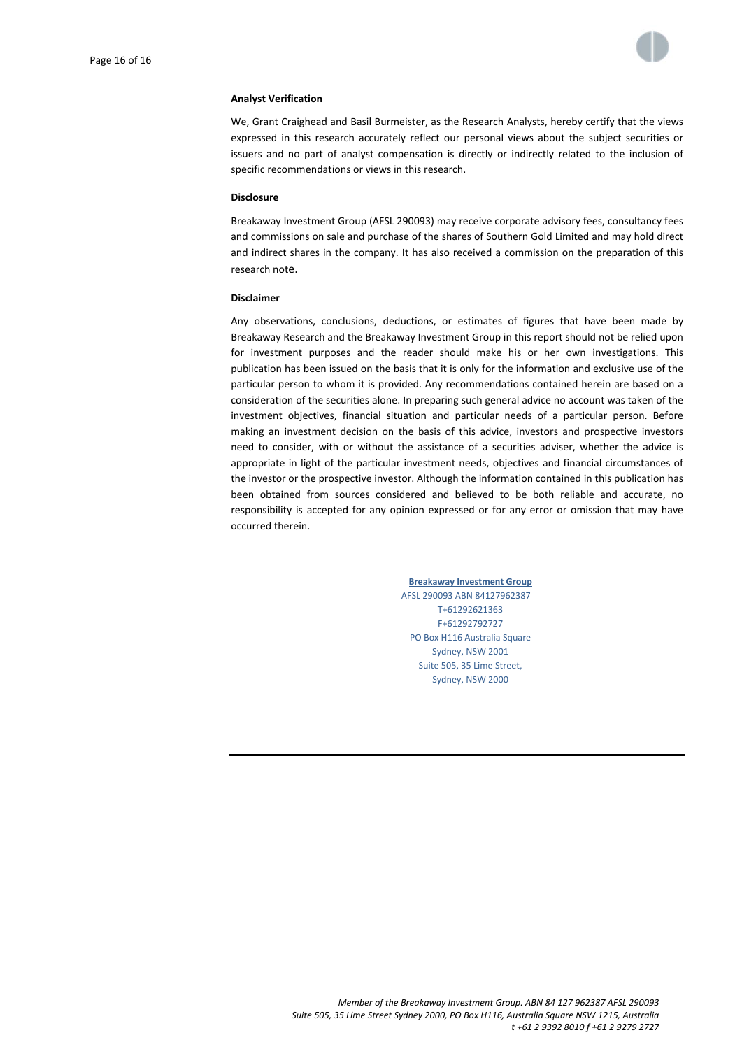**Analyst Verification**

We, Grant Craighead and Basil Burmeister, as the Research Analysts, hereby certify that the views expressed in this research accurately reflect our personal views about the subject securities or issuers and no part of analyst compensation is directly or indirectly related to the inclusion of specific recommendations or views in this research.

**Disclosure**

Breakaway Investment Group (AFSL 290093) may receive corporate advisory fees, consultancy fees and commissions on sale and purchase of the shares of Southern Gold Limited and may hold direct and indirect shares in the company. It has also received a commission on the preparation of this research note.

**Disclaimer**

Any observations, conclusions, deductions, or estimates of figures that have been made by Breakaway Research and the Breakaway Investment Group in this report should not be relied upon for investment purposes and the reader should make his or her own investigations. This publication has been issued on the basis that it is only for the information and exclusive use of the particular person to whom it is provided. Any recommendations contained herein are based on a consideration of the securities alone. In preparing such general advice no account was taken of the investment objectives, financial situation and particular needs of a particular person. Before making an investment decision on the basis of this advice, investors and prospective investors need to consider, with or without the assistance of a securities adviser, whether the advice is appropriate in light of the particular investment needs, objectives and financial circumstances of the investor or the prospective investor. Although the information contained in this publication has been obtained from sources considered and believed to be both reliable and accurate, no responsibility is accepted for any opinion expressed or for any error or omission that may have occurred therein.

**Breakaway Investment Group**
AFSL 290093 ABN 84127962387
T+61292621363
F+61292792727
PO Box H116 Australia Square
Sydney, NSW 2001
Suite 505, 35 Lime Street,
Sydney, NSW 2000

*Member of the Breakaway Investment Group. ABN 84 127 962387 AFSL 290093*
*Suite 505, 35 Lime Street Sydney 2000, PO Box H116, Australia Square NSW 1215, Australia*
*t +61 2 9392 8010 f +61 2 9279 2727*